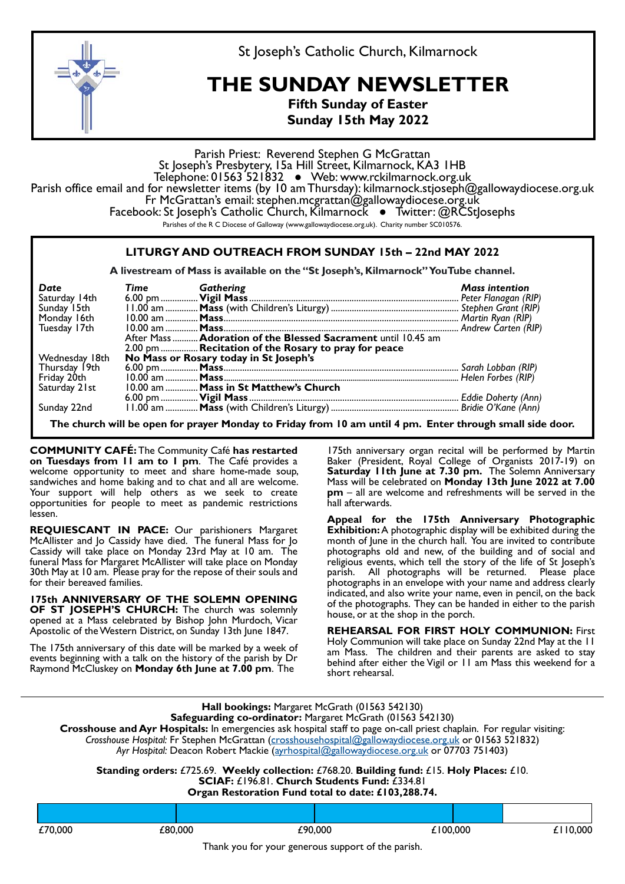St Joseph's Catholic Church, Kilmarnock

# THE SUNDAY NEWSLETTER

**Fifth Sunday of Easter**
**Sunday 15th May 2022**

Parish Priest: Reverend Stephen G McGrattan
St Joseph's Presbytery, 15a Hill Street, Kilmarnock, KA3 1HB
Telephone: 01563 521832 ● Web: www.rckilmarnock.org.uk
Parish office email and for newsletter items (by 10 am Thursday): kilmarnock.stjoseph@gallowaydiocese.org.uk
Fr McGrattan's email: stephen.mcgrattan@gallowaydiocese.org.uk
Facebook: St Joseph's Catholic Church, Kilmarnock ● Twitter: @RCStJosephs
Parishes of the R C Diocese of Galloway (www.gallowaydiocese.org.uk). Charity number SC010576.

## LITURGY AND OUTREACH FROM SUNDAY 15th – 22nd MAY 2022

**A livestream of Mass is available on the "St Joseph's, Kilmarnock" YouTube channel.**

| *Date* | *Time* | *Gathering* | *Mass intention* |
|---|---|---|---|
| Saturday 14th | 6.00 pm | **Vigil Mass** | *Peter Flanagan (RIP)* |
| Sunday 15th | 11.00 am | **Mass** (with Children's Liturgy) | *Stephen Grant (RIP)* |
| Monday 16th | 10.00 am | **Mass** | *Martin Ryan (RIP)* |
| Tuesday 17th | 10.00 am | **Mass** | *Andrew Carten (RIP)* |
| | After Mass | **Adoration of the Blessed Sacrament** until 10.45 am | |
| | 2.00 pm | **Recitation of the Rosary to pray for peace** | |
| Wednesday 18th | **No Mass or Rosary today in St Joseph's** | | |
| Thursday 19th | 6.00 pm | **Mass** | *Sarah Lobban (RIP)* |
| Friday 20th | 10.00 am | **Mass** | *Helen Forbes (RIP)* |
| Saturday 21st | 10.00 am | **Mass in St Matthew's Church** | |
| | 6.00 pm | **Vigil Mass** | *Eddie Doherty (Ann)* |
| Sunday 22nd | 11.00 am | **Mass** (with Children's Liturgy) | *Bridie O'Kane (Ann)* |

**The church will be open for prayer Monday to Friday from 10 am until 4 pm. Enter through small side door.**

**COMMUNITY CAFÉ:** The Community Café **has restarted on Tuesdays from 11 am to 1 pm**. The Café provides a welcome opportunity to meet and share home-made soup, sandwiches and home baking and to chat and all are welcome. Your support will help others as we seek to create opportunities for people to meet as pandemic restrictions lessen.

**REQUIESCANT IN PACE:** Our parishioners Margaret McAllister and Jo Cassidy have died. The funeral Mass for Jo Cassidy will take place on Monday 23rd May at 10 am. The funeral Mass for Margaret McAllister will take place on Monday 30th May at 10 am. Please pray for the repose of their souls and for their bereaved families.

**175th ANNIVERSARY OF THE SOLEMN OPENING OF ST JOSEPH'S CHURCH:** The church was solemnly opened at a Mass celebrated by Bishop John Murdoch, Vicar Apostolic of the Western District, on Sunday 13th June 1847.

The 175th anniversary of this date will be marked by a week of events beginning with a talk on the history of the parish by Dr Raymond McCluskey on **Monday 6th June at 7.00 pm**. The 175th anniversary organ recital will be performed by Martin Baker (President, Royal College of Organists 2017-19) on **Saturday 11th June at 7.30 pm.** The Solemn Anniversary Mass will be celebrated on **Monday 13th June 2022 at 7.00 pm** – all are welcome and refreshments will be served in the hall afterwards.

**Appeal for the 175th Anniversary Photographic Exhibition:** A photographic display will be exhibited during the month of June in the church hall. You are invited to contribute photographs old and new, of the building and of social and religious events, which tell the story of the life of St Joseph's parish. All photographs will be returned. Please place photographs in an envelope with your name and address clearly indicated, and also write your name, even in pencil, on the back of the photographs. They can be handed in either to the parish house, or at the shop in the porch.

**REHEARSAL FOR FIRST HOLY COMMUNION:** First Holy Communion will take place on Sunday 22nd May at the 11 am Mass. The children and their parents are asked to stay behind after either the Vigil or 11 am Mass this weekend for a short rehearsal.

---

**Hall bookings:** Margaret McGrath (01563 542130)
**Safeguarding co-ordinator:** Margaret McGrath (01563 542130)
**Crosshouse and Ayr Hospitals:** In emergencies ask hospital staff to page on-call priest chaplain. For regular visiting:
*Crosshouse Hospital:* Fr Stephen McGrattan (crosshousehospital@gallowaydiocese.org.uk or 01563 521832)
*Ayr Hospital:* Deacon Robert Mackie (ayrhospital@gallowaydiocese.org.uk or 07703 751403)

**Standing orders:** £725.69. **Weekly collection:** £768.20. **Building fund:** £15. **Holy Places:** £10.
**SCIAF:** £196.81. **Church Students Fund:** £334.81
**Organ Restoration Fund total to date: £103,288.74.**

£70,000 £80,000 £90,000 £100,000 £110,000

Thank you for your generous support of the parish.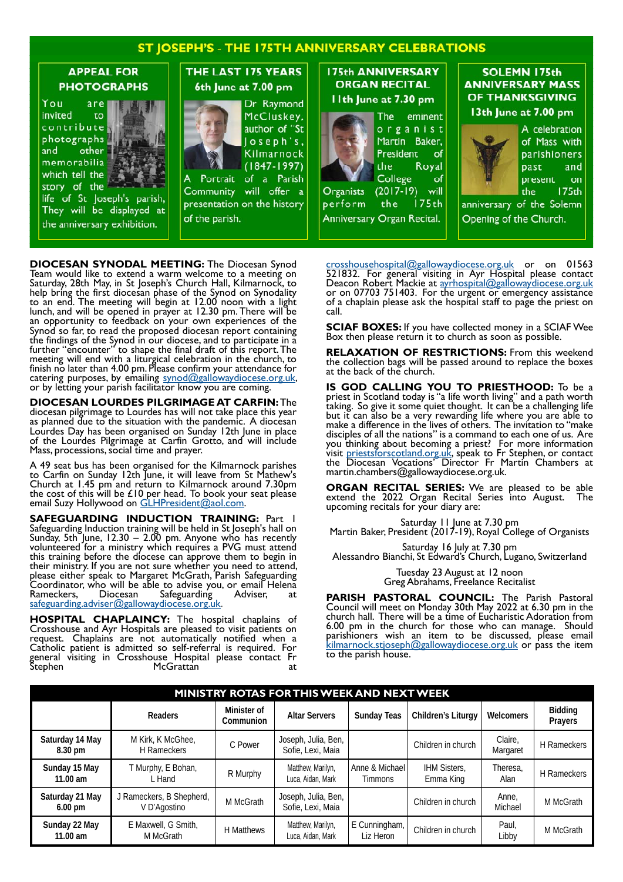## ST JOSEPH'S - THE 175TH ANNIVERSARY CELEBRATIONS

### APPEAL FOR PHOTOGRAPHS

You are invited to contribute photographs and other memorabilia which tell the story of the life of St Joseph's parish. They will be displayed at the anniversary exhibition.

### THE LAST 175 YEARS

**6th June at 7.00 pm**

Dr Raymond McCluskey, author of "St Joseph's, Kilmarnock (1847-1997) A Portrait of a Parish Community will offer a presentation on the history of the parish.

### 175th ANNIVERSARY ORGAN RECITAL

**11th June at 7.30 pm**

The eminent organist Martin Baker, President of the Royal College of Organists (2017-19) will perform the 175th Anniversary Organ Recital.

### SOLEMN 175th ANNIVERSARY MASS OF THANKSGIVING

**13th June at 7.00 pm**

A celebration of Mass with parishioners past and present on the 175th anniversary of the Solemn Opening of the Church.

**DIOCESAN SYNODAL MEETING:** The Diocesan Synod Team would like to extend a warm welcome to a meeting on Saturday, 28th May, in St Joseph's Church Hall, Kilmarnock, to help bring the first diocesan phase of the Synod on Synodality to an end. The meeting will begin at 12.00 noon with a light lunch, and will be opened in prayer at 12.30 pm. There will be an opportunity to feedback on your own experiences of the Synod so far, to read the proposed diocesan report containing the findings of the Synod in our diocese, and to participate in a further "encounter" to shape the final draft of this report. The meeting will end with a liturgical celebration in the church, to finish no later than 4.00 pm. Please confirm your attendance for catering purposes, by emailing synod@gallowaydiocese.org.uk, or by letting your parish facilitator know you are coming.

**DIOCESAN LOURDES PILGRIMAGE AT CARFIN:** The diocesan pilgrimage to Lourdes has will not take place this year as planned due to the situation with the pandemic. A diocesan Lourdes Day has been organised on Sunday 12th June in place of the Lourdes Pilgrimage at Carfin Grotto, and will include Mass, processions, social time and prayer.

A 49 seat bus has been organised for the Kilmarnock parishes to Carfin on Sunday 12th June, it will leave from St Mathew's Church at 1.45 pm and return to Kilmarnock around 7.30pm the cost of this will be £10 per head. To book your seat please email Suzy Hollywood on GLHPresident@aol.com.

**SAFEGUARDING INDUCTION TRAINING:** Part 1 Safeguarding Induction training will be held in St Joseph's hall on Sunday, 5th June, 12.30 – 2.00 pm. Anyone who has recently volunteered for a ministry which requires a PVG must attend this training before the diocese can approve them to begin in their ministry. If you are not sure whether you need to attend, please either speak to Margaret McGrath, Parish Safeguarding Coordinator, who will be able to advise you, or email Helena Rameckers, Diocesan Safeguarding Adviser, at safeguarding.adviser@gallowaydiocese.org.uk.

**HOSPITAL CHAPLAINCY:** The hospital chaplains of Crosshouse and Ayr Hospitals are pleased to visit patients on request. Chaplains are not automatically notified when a Catholic patient is admitted so self-referral is required. For general visiting in Crosshouse Hospital please contact Fr Stephen McGrattan at crosshousehospital@gallowaydiocese.org.uk or on 01563 521832. For general visiting in Ayr Hospital please contact Deacon Robert Mackie at ayrhospital@gallowaydiocese.org.uk or on 07703 751403. For the urgent or emergency assistance of a chaplain please ask the hospital staff to page the priest on call.

**SCIAF BOXES:** If you have collected money in a SCIAF Wee Box then please return it to church as soon as possible.

**RELAXATION OF RESTRICTIONS:** From this weekend the collection bags will be passed around to replace the boxes at the back of the church.

**IS GOD CALLING YOU TO PRIESTHOOD:** To be a priest in Scotland today is "a life worth living" and a path worth taking. So give it some quiet thought. It can be a challenging life but it can also be a very rewarding life where you are able to make a difference in the lives of others. The invitation to "make disciples of all the nations" is a command to each one of us. Are you thinking about becoming a priest? For more information visit priestsforscotland.org.uk, speak to Fr Stephen, or contact the Diocesan Vocations' Director Fr Martin Chambers at martin.chambers@gallowaydiocese.org.uk.

**ORGAN RECITAL SERIES:** We are pleased to be able extend the 2022 Organ Recital Series into August. The upcoming recitals for your diary are:

Saturday 11 June at 7.30 pm
Martin Baker, President (2017-19), Royal College of Organists

Saturday 16 July at 7.30 pm
Alessandro Bianchi, St Edward's Church, Lugano, Switzerland

Tuesday 23 August at 12 noon
Greg Abrahams, Freelance Recitalist

**PARISH PASTORAL COUNCIL:** The Parish Pastoral Council will meet on Monday 30th May 2022 at 6.30 pm in the church hall. There will be a time of Eucharistic Adoration from 6.00 pm in the church for those who can manage. Should parishioners wish an item to be discussed, please email kilmarnock.stjoseph@gallowaydiocese.org.uk or pass the item to the parish house.

### MINISTRY ROTAS FOR THIS WEEK AND NEXT WEEK

| | Readers | Minister of Communion | Altar Servers | Sunday Teas | Children's Liturgy | Welcomers | Bidding Prayers |
|---|---|---|---|---|---|---|---|
| Saturday 14 May 8.30 pm | M Kirk, K McGhee, H Rameckers | C Power | Joseph, Julia, Ben, Sofie, Lexi, Maia | | Children in church | Claire, Margaret | H Rameckers |
| Sunday 15 May 11.00 am | T Murphy, E Bohan, L Hand | R Murphy | Matthew, Marilyn, Luca, Aidan, Mark | Anne & Michael Timmons | IHM Sisters, Emma King | Theresa, Alan | H Rameckers |
| Saturday 21 May 6.00 pm | J Rameckers, B Shepherd, V D'Agostino | M McGrath | Joseph, Julia, Ben, Sofie, Lexi, Maia | | Children in church | Anne, Michael | M McGrath |
| Sunday 22 May 11.00 am | E Maxwell, G Smith, M McGrath | H Matthews | Matthew, Marilyn, Luca, Aidan, Mark | E Cunningham, Liz Heron | Children in church | Paul, Libby | M McGrath |